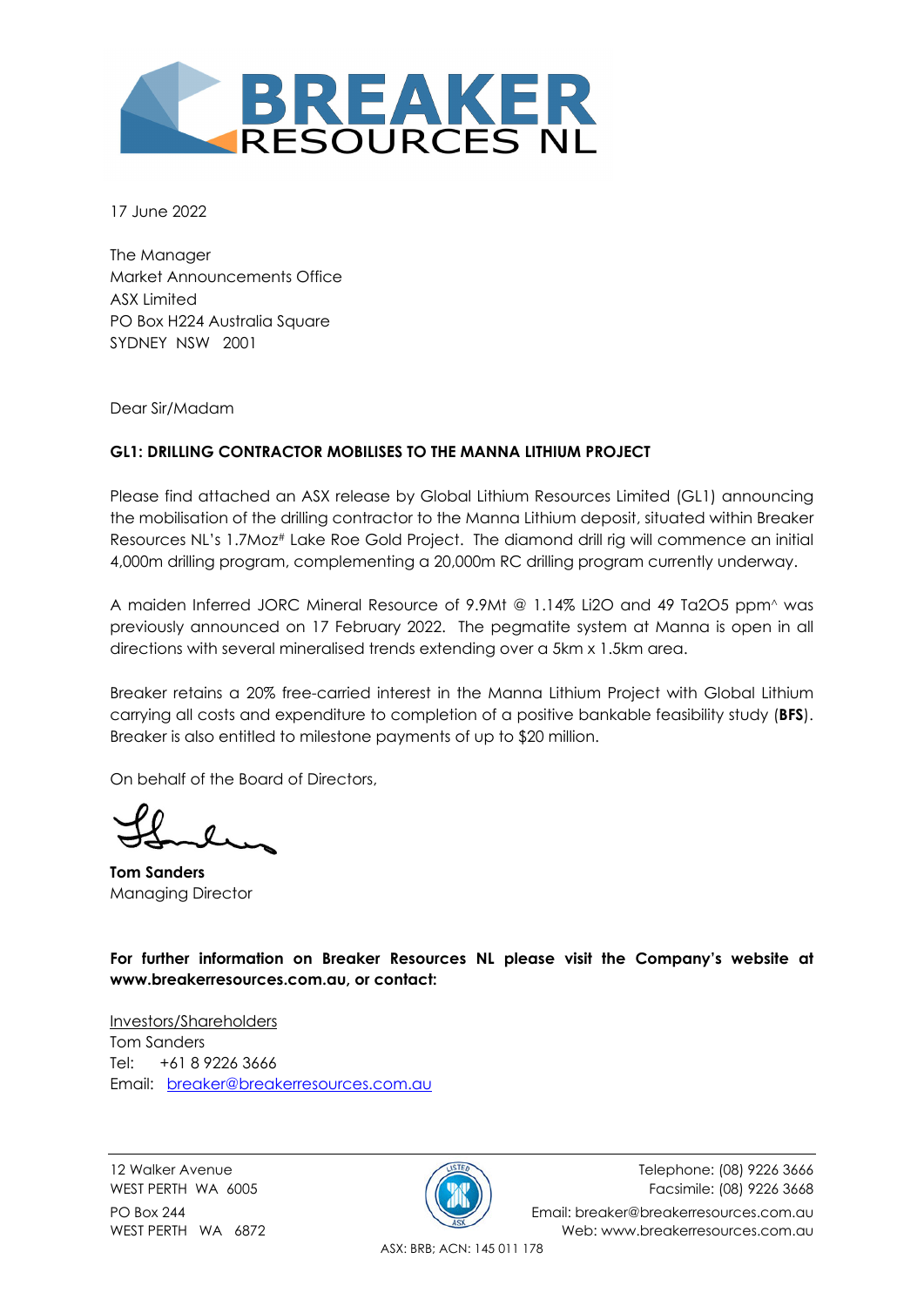# BREAKER RESOURCES NL

17 June 2022

The Manager
Market Announcements Office
ASX Limited
PO Box H224 Australia Square
SYDNEY NSW 2001

Dear Sir/Madam

**GL1: DRILLING CONTRACTOR MOBILISES TO THE MANNA LITHIUM PROJECT**

Please find attached an ASX release by Global Lithium Resources Limited (GL1) announcing the mobilisation of the drilling contractor to the Manna Lithium deposit, situated within Breaker Resources NL's 1.7Moz# Lake Roe Gold Project. The diamond drill rig will commence an initial 4,000m drilling program, complementing a 20,000m RC drilling program currently underway.

A maiden Inferred JORC Mineral Resource of 9.9Mt @ 1.14% $Li_2O$ and 49 $Ta_2O_5$ ppm^ was previously announced on 17 February 2022. The pegmatite system at Manna is open in all directions with several mineralised trends extending over a 5km x 1.5km area.

Breaker retains a 20% free-carried interest in the Manna Lithium Project with Global Lithium carrying all costs and expenditure to completion of a positive bankable feasibility study (**BFS**). Breaker is also entitled to milestone payments of up to $20 million.

On behalf of the Board of Directors,

**Tom Sanders**
Managing Director

**For further information on Breaker Resources NL please visit the Company's website at www.breakerresources.com.au, or contact:**

Investors/Shareholders
Tom Sanders
Tel: +61 8 9226 3666
Email: breaker@breakerresources.com.au

12 Walker Avenue
WEST PERTH WA 6005
PO Box 244
WEST PERTH WA 6872

Telephone: (08) 9226 3666
Facsimile: (08) 9226 3668
Email: breaker@breakerresources.com.au
Web: www.breakerresources.com.au

ASX: BRB; ACN: 145 011 178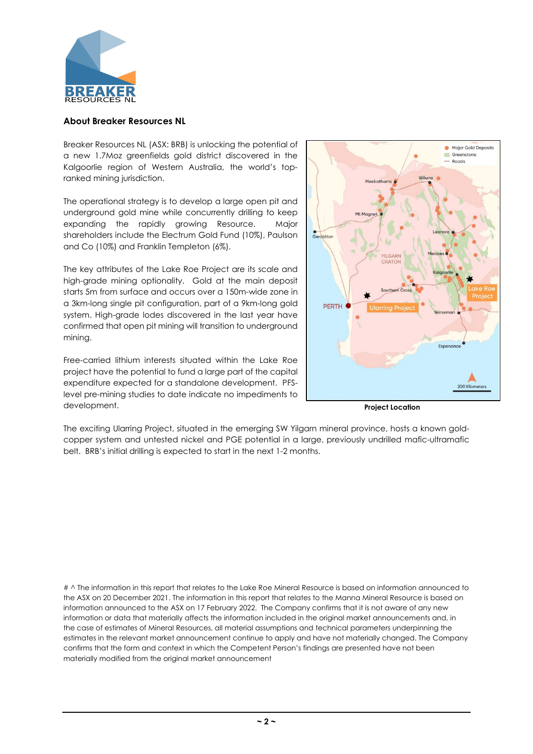## About Breaker Resources NL

Breaker Resources NL (ASX: BRB) is unlocking the potential of a new 1.7Moz greenfields gold district discovered in the Kalgoorlie region of Western Australia, the world's top-ranked mining jurisdiction.

The operational strategy is to develop a large open pit and underground gold mine while concurrently drilling to keep expanding the rapidly growing Resource. Major shareholders include the Electrum Gold Fund (10%), Paulson and Co (10%) and Franklin Templeton (6%).

The key attributes of the Lake Roe Project are its scale and high-grade mining optionality. Gold at the main deposit starts 5m from surface and occurs over a 150m-wide zone in a 3km-long single pit configuration, part of a 9km-long gold system. High-grade lodes discovered in the last year have confirmed that open pit mining will transition to underground mining.

Free-carried lithium interests situated within the Lake Roe project have the potential to fund a large part of the capital expenditure expected for a standalone development. PFS-level pre-mining studies to date indicate no impediments to development.

**Project Location**

The exciting Ularring Project, situated in the emerging SW Yilgarn mineral province, hosts a known gold-copper system and untested nickel and PGE potential in a large, previously undrilled mafic-ultramafic belt. BRB's initial drilling is expected to start in the next 1-2 months.

# ^ The information in this report that relates to the Lake Roe Mineral Resource is based on information announced to the ASX on 20 December 2021. The information in this report that relates to the Manna Mineral Resource is based on information announced to the ASX on 17 February 2022. The Company confirms that it is not aware of any new information or data that materially affects the information included in the original market announcements and, in the case of estimates of Mineral Resources, all material assumptions and technical parameters underpinning the estimates in the relevant market announcement continue to apply and have not materially changed. The Company confirms that the form and context in which the Competent Person's findings are presented have not been materially modified from the original market announcement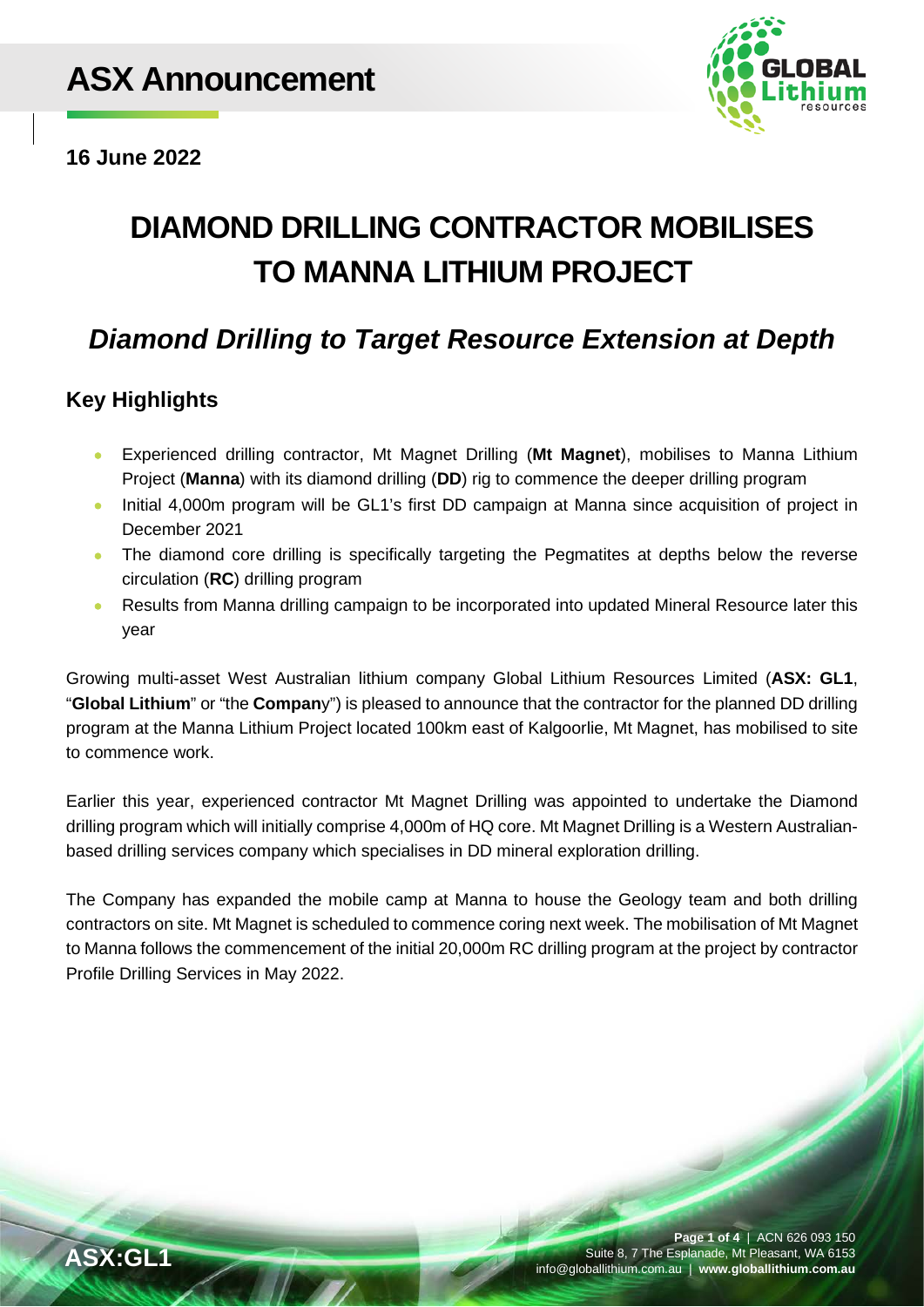# ASX Announcement

**16 June 2022**

# DIAMOND DRILLING CONTRACTOR MOBILISES TO MANNA LITHIUM PROJECT

## *Diamond Drilling to Target Resource Extension at Depth*

### Key Highlights

- Experienced drilling contractor, Mt Magnet Drilling (**Mt Magnet**), mobilises to Manna Lithium Project (**Manna**) with its diamond drilling (**DD**) rig to commence the deeper drilling program
- Initial 4,000m program will be GL1's first DD campaign at Manna since acquisition of project in December 2021
- The diamond core drilling is specifically targeting the Pegmatites at depths below the reverse circulation (**RC**) drilling program
- Results from Manna drilling campaign to be incorporated into updated Mineral Resource later this year

Growing multi-asset West Australian lithium company Global Lithium Resources Limited (**ASX: GL1**, "**Global Lithium**" or "the **Company**") is pleased to announce that the contractor for the planned DD drilling program at the Manna Lithium Project located 100km east of Kalgoorlie, Mt Magnet, has mobilised to site to commence work.

Earlier this year, experienced contractor Mt Magnet Drilling was appointed to undertake the Diamond drilling program which will initially comprise 4,000m of HQ core. Mt Magnet Drilling is a Western Australian-based drilling services company which specialises in DD mineral exploration drilling.

The Company has expanded the mobile camp at Manna to house the Geology team and both drilling contractors on site. Mt Magnet is scheduled to commence coring next week. The mobilisation of Mt Magnet to Manna follows the commencement of the initial 20,000m RC drilling program at the project by contractor Profile Drilling Services in May 2022.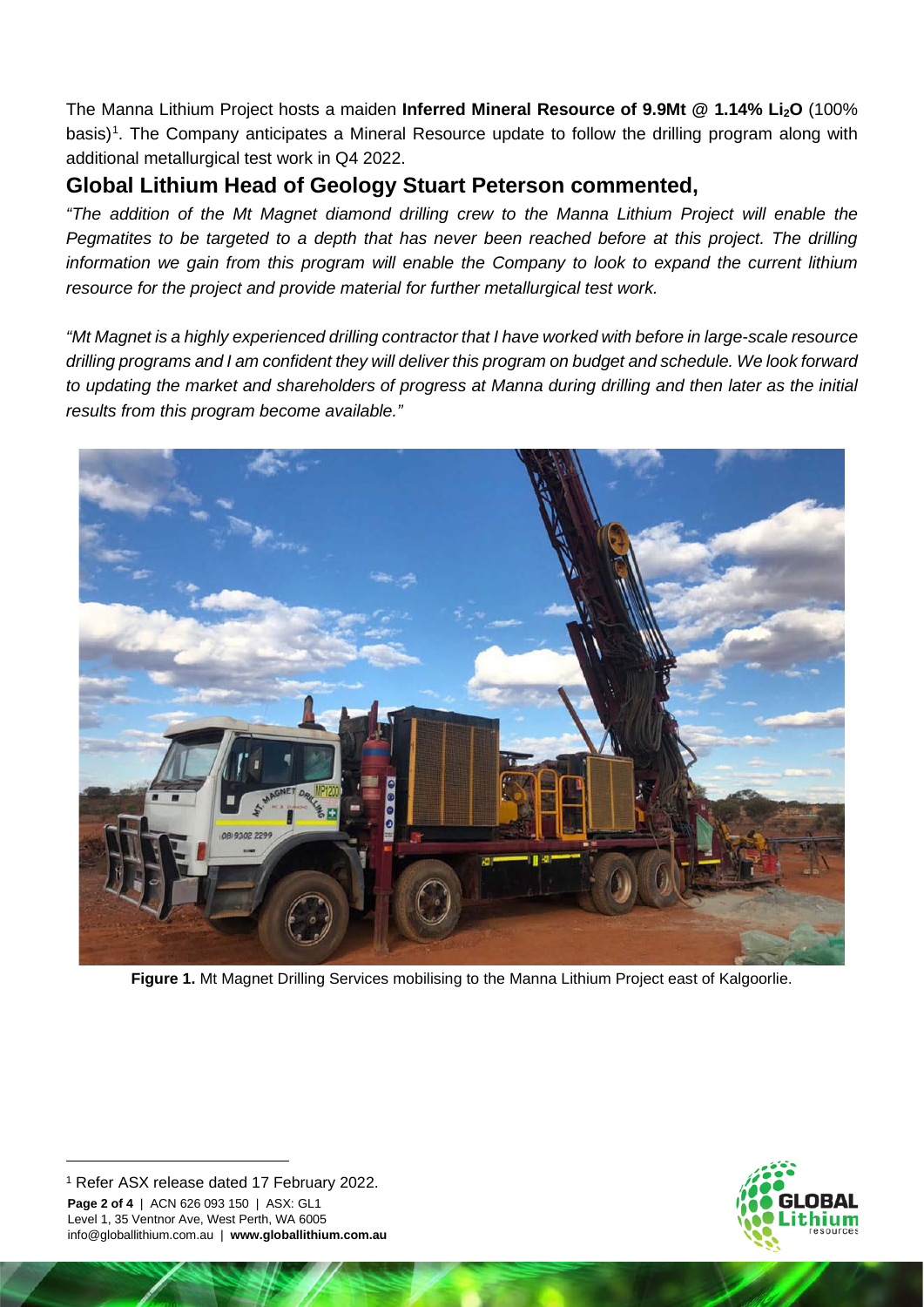The Manna Lithium Project hosts a maiden **Inferred Mineral Resource of 9.9Mt @ 1.14% $Li_2O$** (100% basis)[1]. The Company anticipates a Mineral Resource update to follow the drilling program along with additional metallurgical test work in Q4 2022.

## Global Lithium Head of Geology Stuart Peterson commented,

*"The addition of the Mt Magnet diamond drilling crew to the Manna Lithium Project will enable the Pegmatites to be targeted to a depth that has never been reached before at this project. The drilling information we gain from this program will enable the Company to look to expand the current lithium resource for the project and provide material for further metallurgical test work.*

*"Mt Magnet is a highly experienced drilling contractor that I have worked with before in large-scale resource drilling programs and I am confident they will deliver this program on budget and schedule. We look forward to updating the market and shareholders of progress at Manna during drilling and then later as the initial results from this program become available."*

**Figure 1.** Mt Magnet Drilling Services mobilising to the Manna Lithium Project east of Kalgoorlie.

[1] Refer ASX release dated 17 February 2022.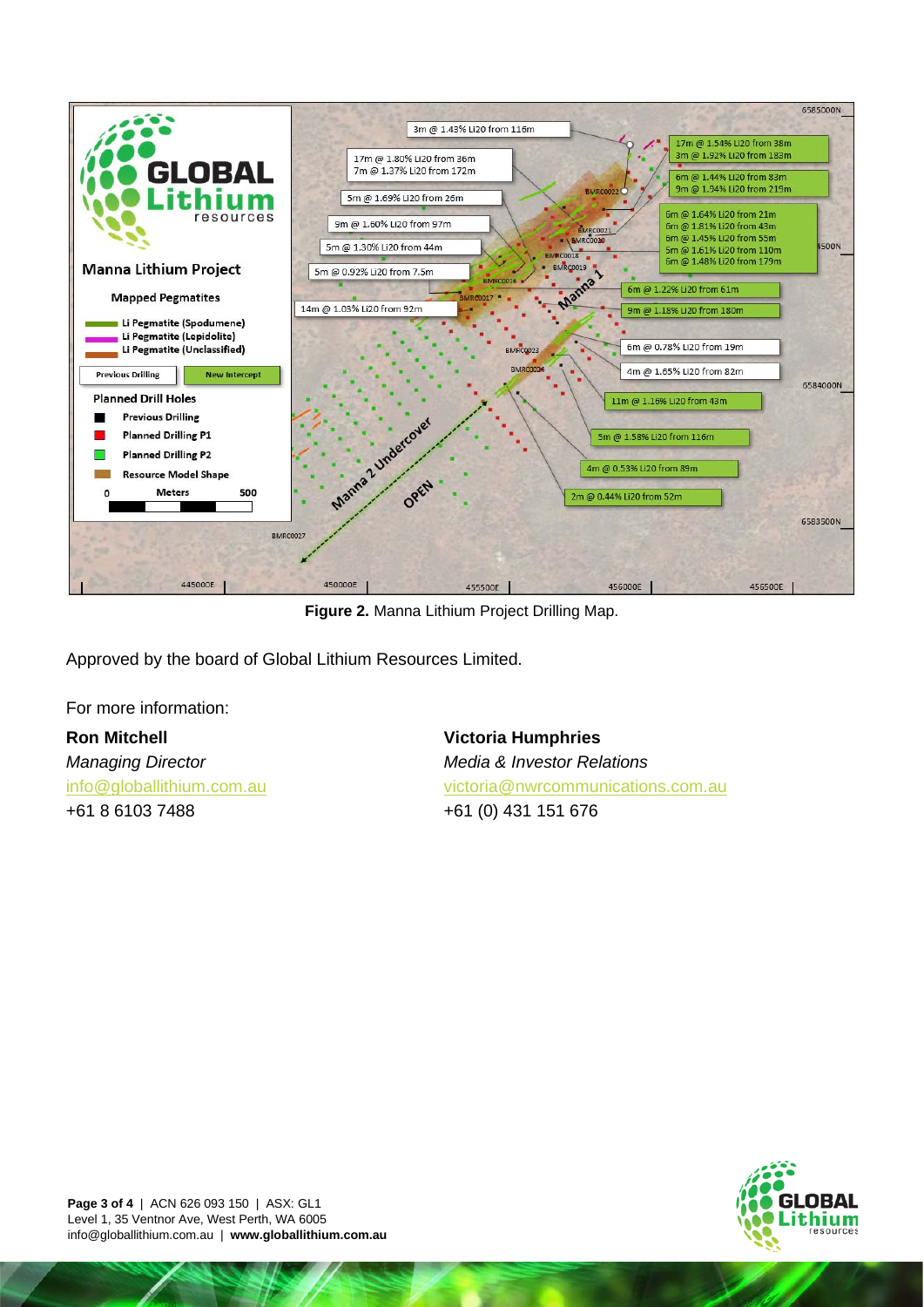**Figure 2.** Manna Lithium Project Drilling Map.

Approved by the board of Global Lithium Resources Limited.

For more information:

**Ron Mitchell**
*Managing Director*
info@globallithium.com.au
+61 8 6103 7488

**Victoria Humphries**
*Media & Investor Relations*
victoria@nwrcommunications.com.au
+61 (0) 431 151 676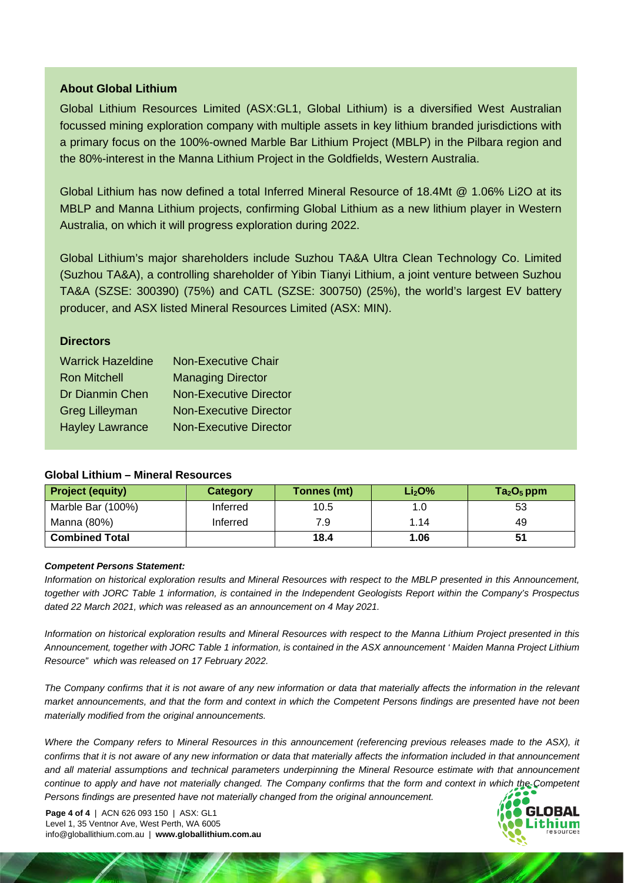## About Global Lithium

Global Lithium Resources Limited (ASX:GL1, Global Lithium) is a diversified West Australian focussed mining exploration company with multiple assets in key lithium branded jurisdictions with a primary focus on the 100%-owned Marble Bar Lithium Project (MBLP) in the Pilbara region and the 80%-interest in the Manna Lithium Project in the Goldfields, Western Australia.

Global Lithium has now defined a total Inferred Mineral Resource of 18.4Mt @ 1.06% Li2O at its MBLP and Manna Lithium projects, confirming Global Lithium as a new lithium player in Western Australia, on which it will progress exploration during 2022.

Global Lithium's major shareholders include Suzhou TA&A Ultra Clean Technology Co. Limited (Suzhou TA&A), a controlling shareholder of Yibin Tianyi Lithium, a joint venture between Suzhou TA&A (SZSE: 300390) (75%) and CATL (SZSE: 300750) (25%), the world's largest EV battery producer, and ASX listed Mineral Resources Limited (ASX: MIN).

### Directors

| | |
|---|---|
| Warrick Hazeldine | Non-Executive Chair |
| Ron Mitchell | Managing Director |
| Dr Dianmin Chen | Non-Executive Director |
| Greg Lilleyman | Non-Executive Director |
| Hayley Lawrance | Non-Executive Director |

### Global Lithium – Mineral Resources

| Project (equity) | Category | Tonnes (mt) | $Li_2O$% | $Ta_2O_5$ ppm |
|---|---|---|---|---|
| Marble Bar (100%) | Inferred | 10.5 | 1.0 | 53 |
| Manna (80%) | Inferred | 7.9 | 1.14 | 49 |
| **Combined Total** | | **18.4** | **1.06** | **51** |

***Competent Persons Statement:***

*Information on historical exploration results and Mineral Resources with respect to the MBLP presented in this Announcement, together with JORC Table 1 information, is contained in the Independent Geologists Report within the Company's Prospectus dated 22 March 2021, which was released as an announcement on 4 May 2021.*

*Information on historical exploration results and Mineral Resources with respect to the Manna Lithium Project presented in this Announcement, together with JORC Table 1 information, is contained in the ASX announcement ' Maiden Manna Project Lithium Resource" which was released on 17 February 2022.*

*The Company confirms that it is not aware of any new information or data that materially affects the information in the relevant market announcements, and that the form and context in which the Competent Persons findings are presented have not been materially modified from the original announcements.*

*Where the Company refers to Mineral Resources in this announcement (referencing previous releases made to the ASX), it confirms that it is not aware of any new information or data that materially affects the information included in that announcement and all material assumptions and technical parameters underpinning the Mineral Resource estimate with that announcement continue to apply and have not materially changed. The Company confirms that the form and context in which the Competent Persons findings are presented have not materially changed from the original announcement.*

ACN 626 093 150 | ASX: GL1
Level 1, 35 Ventnor Ave, West Perth, WA 6005
info@globallithium.com.au | **www.globallithium.com.au**